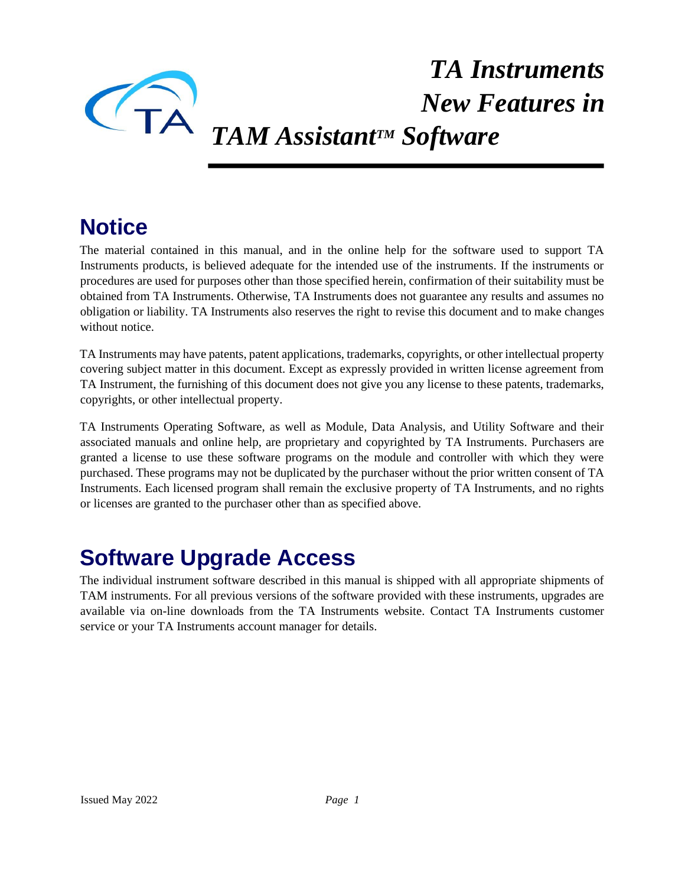# *TA Instruments New Features in TAM Assistant™ Software*

## Notice

The material contained in this manual, and in the online help for the software used to support TA Instruments products, is believed adequate for the intended use of the instruments. If the instruments or procedures are used for purposes other than those specified herein, confirmation of their suitability must be obtained from TA Instruments. Otherwise, TA Instruments does not guarantee any results and assumes no obligation or liability. TA Instruments also reserves the right to revise this document and to make changes without notice.

TA Instruments may have patents, patent applications, trademarks, copyrights, or other intellectual property covering subject matter in this document. Except as expressly provided in written license agreement from TA Instrument, the furnishing of this document does not give you any license to these patents, trademarks, copyrights, or other intellectual property.

TA Instruments Operating Software, as well as Module, Data Analysis, and Utility Software and their associated manuals and online help, are proprietary and copyrighted by TA Instruments. Purchasers are granted a license to use these software programs on the module and controller with which they were purchased. These programs may not be duplicated by the purchaser without the prior written consent of TA Instruments. Each licensed program shall remain the exclusive property of TA Instruments, and no rights or licenses are granted to the purchaser other than as specified above.

## Software Upgrade Access

The individual instrument software described in this manual is shipped with all appropriate shipments of TAM instruments. For all previous versions of the software provided with these instruments, upgrades are available via on-line downloads from the TA Instruments website. Contact TA Instruments customer service or your TA Instruments account manager for details.

Issued May 2022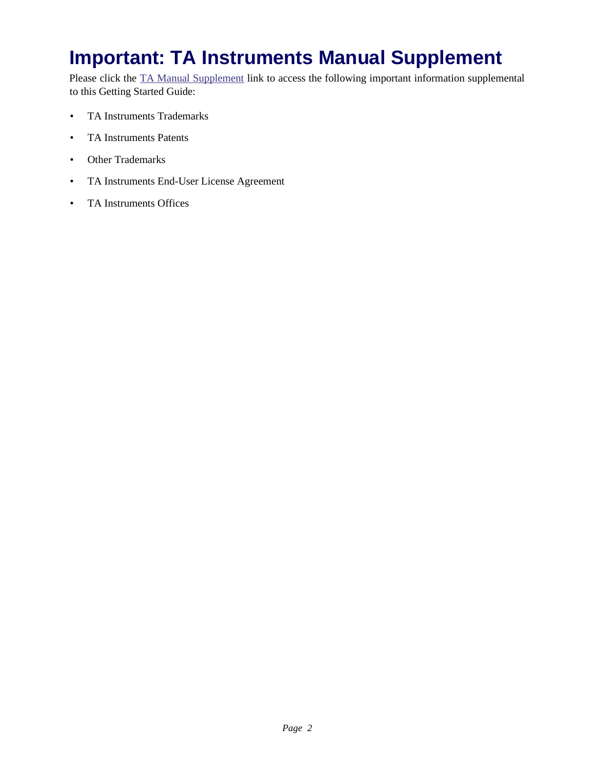# Important: TA Instruments Manual Supplement

Please click the TA Manual Supplement link to access the following important information supplemental to this Getting Started Guide:

- TA Instruments Trademarks
- TA Instruments Patents
- Other Trademarks
- TA Instruments End-User License Agreement
- TA Instruments Offices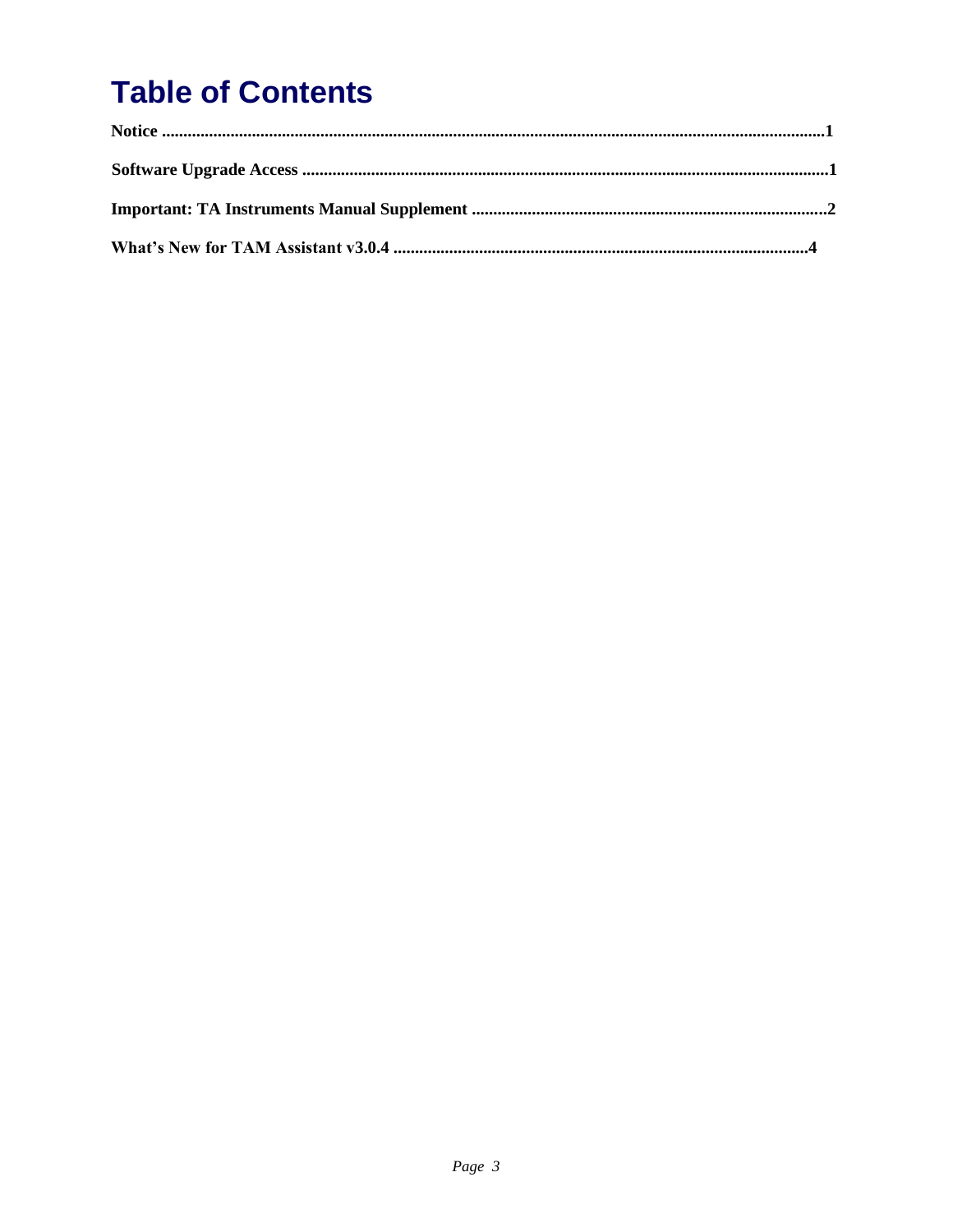# Table of Contents

**Notice ..........................................................................................................................................1**

**Software Upgrade Access ..........................................................................................................1**

**Important: TA Instruments Manual Supplement ..................................................................................2**

**What's New for TAM Assistant v3.0.4 ..................................................................................................4**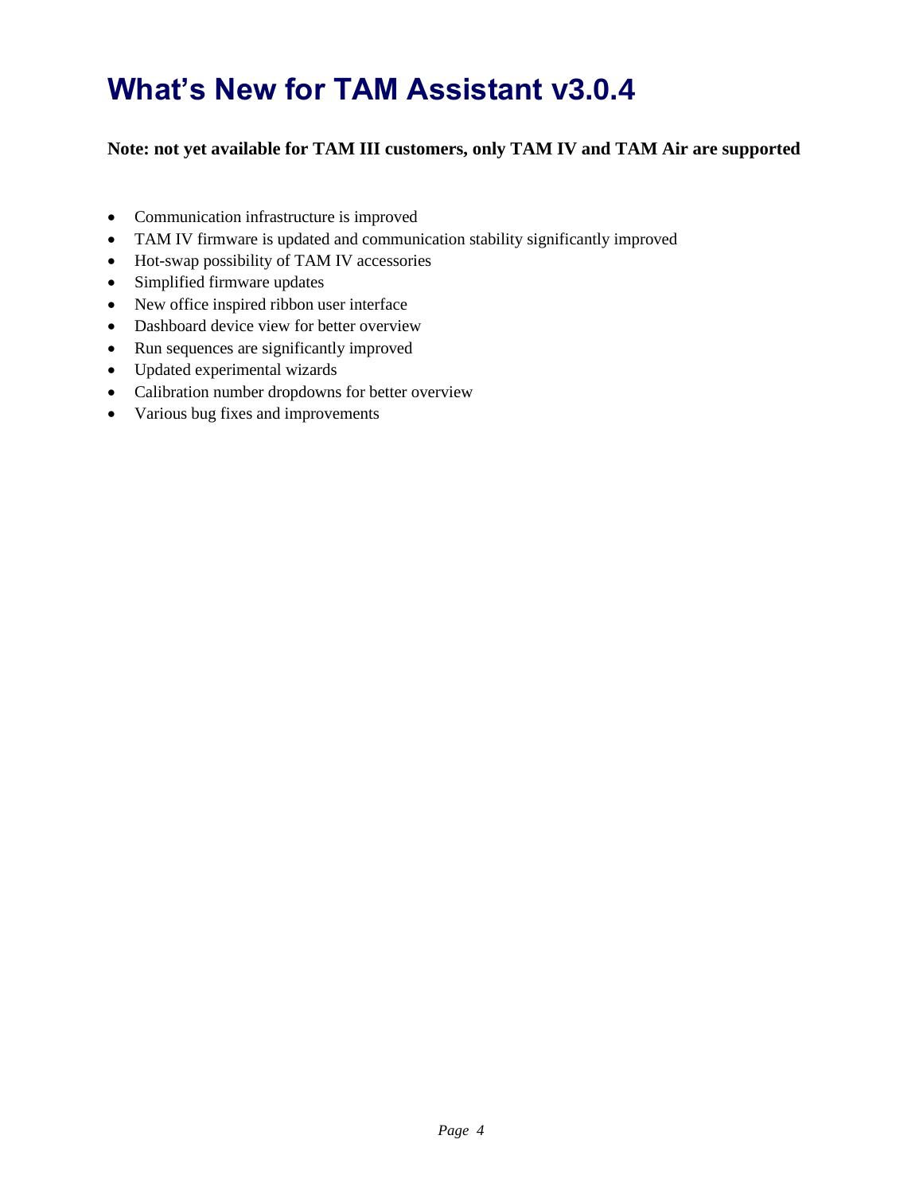# What's New for TAM Assistant v3.0.4

**Note: not yet available for TAM III customers, only TAM IV and TAM Air are supported**

- Communication infrastructure is improved
- TAM IV firmware is updated and communication stability significantly improved
- Hot-swap possibility of TAM IV accessories
- Simplified firmware updates
- New office inspired ribbon user interface
- Dashboard device view for better overview
- Run sequences are significantly improved
- Updated experimental wizards
- Calibration number dropdowns for better overview
- Various bug fixes and improvements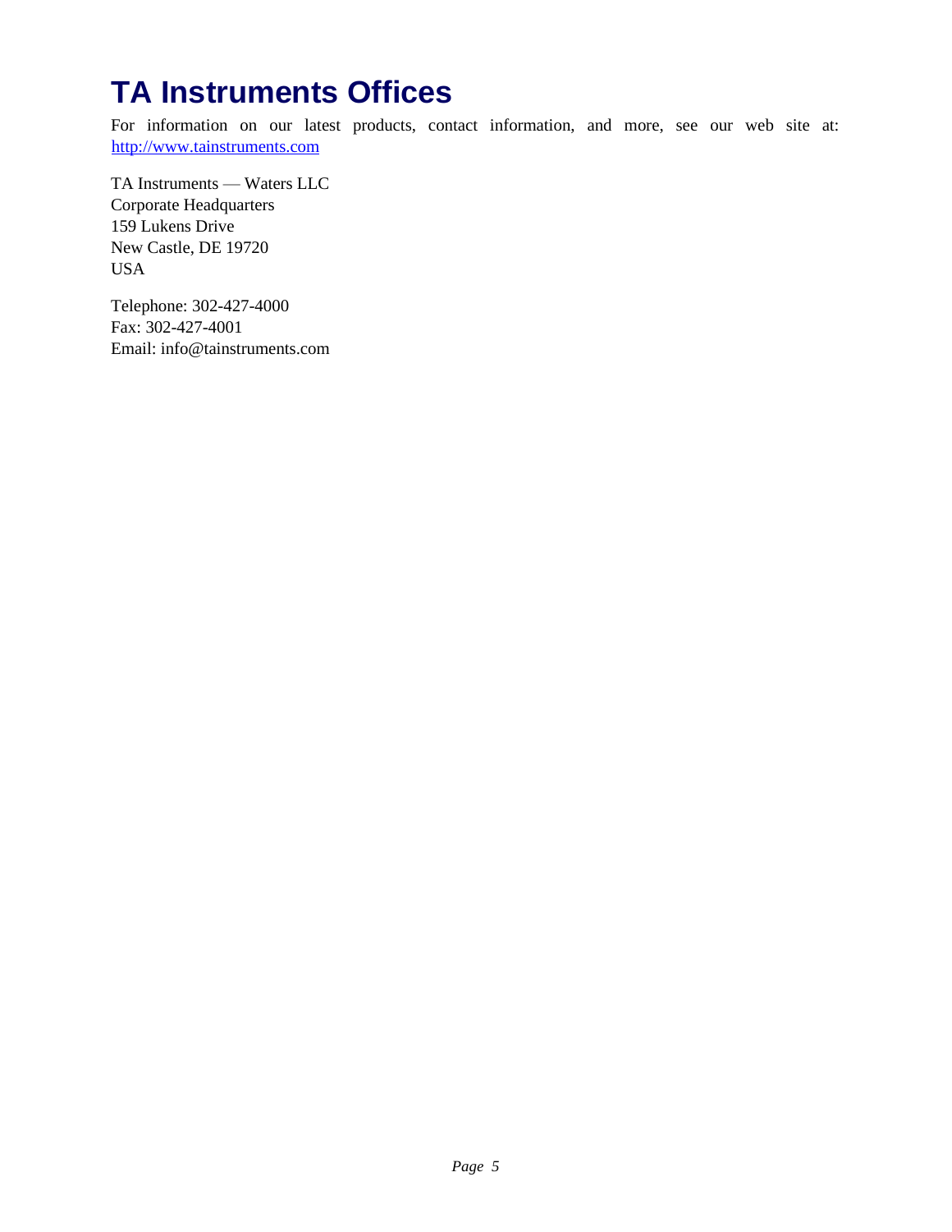# TA Instruments Offices

For information on our latest products, contact information, and more, see our web site at: [http://www.tainstruments.com](http://www.tainstruments.com)

TA Instruments — Waters LLC
Corporate Headquarters
159 Lukens Drive
New Castle, DE 19720
USA

Telephone: 302-427-4000
Fax: 302-427-4001
Email: info@tainstruments.com